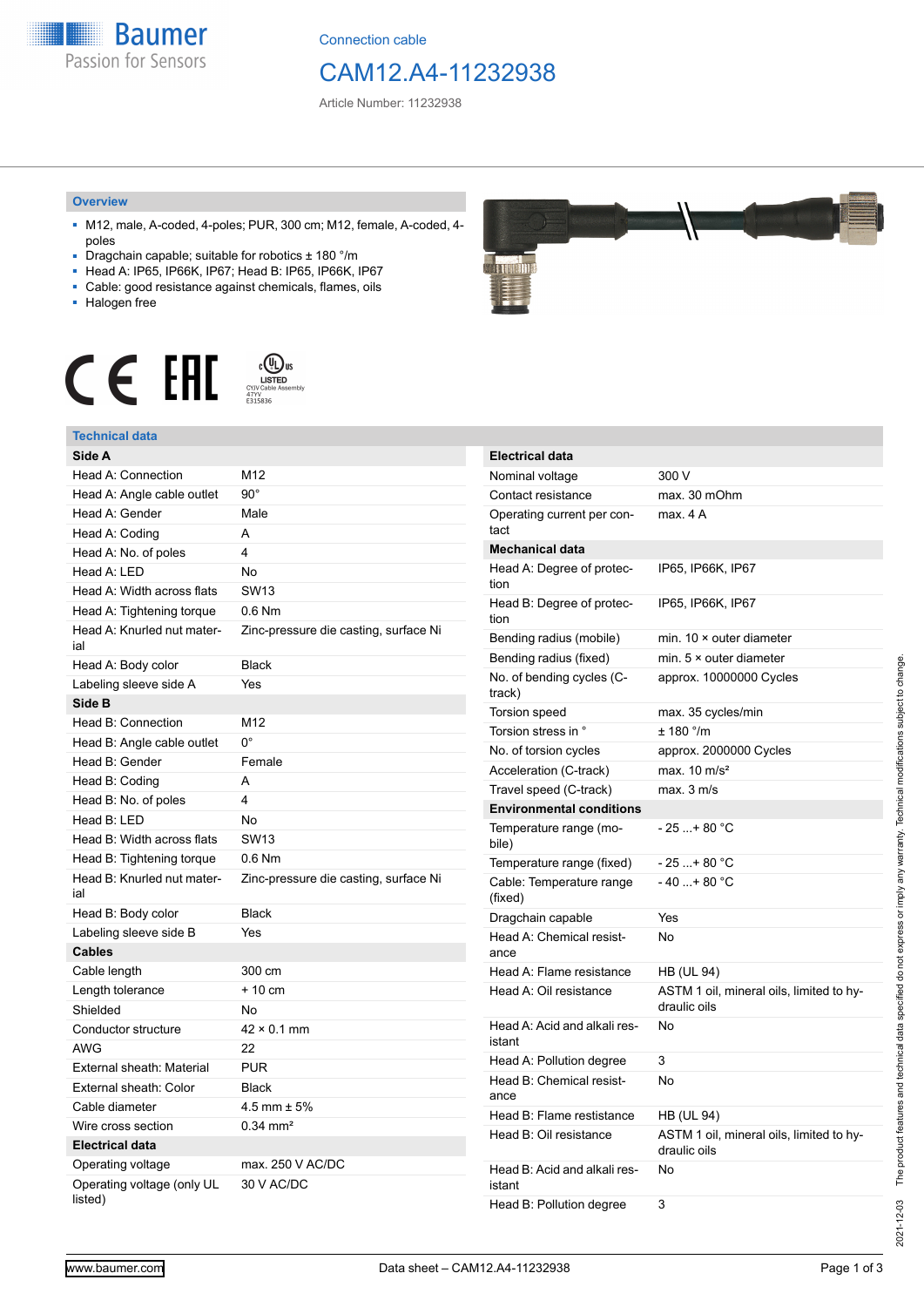Connection cable

# CAM12.A4-11232938

Article Number: 11232938

## Overview

- M12, male, A-coded, 4-poles; PUR, 300 cm; M12, female, A-coded, 4-poles
- Dragchain capable; suitable for robotics ± 180 °/m
- Head A: IP65, IP66K, IP67; Head B: IP65, IP66K, IP67
- Cable: good resistance against chemicals, flames, oils
- Halogen free

## Technical data

| **Side A** | |
|---|---|
| Head A: Connection | M12 |
| Head A: Angle cable outlet | 90° |
| Head A: Gender | Male |
| Head A: Coding | A |
| Head A: No. of poles | 4 |
| Head A: LED | No |
| Head A: Width across flats | SW13 |
| Head A: Tightening torque | 0.6 Nm |
| Head A: Knurled nut material | Zinc-pressure die casting, surface Ni |
| Head A: Body color | Black |
| Labeling sleeve side A | Yes |
| **Side B** | |
| Head B: Connection | M12 |
| Head B: Angle cable outlet | 0° |
| Head B: Gender | Female |
| Head B: Coding | A |
| Head B: No. of poles | 4 |
| Head B: LED | No |
| Head B: Width across flats | SW13 |
| Head B: Tightening torque | 0.6 Nm |
| Head B: Knurled nut material | Zinc-pressure die casting, surface Ni |
| Head B: Body color | Black |
| Labeling sleeve side B | Yes |
| **Cables** | |
| Cable length | 300 cm |
| Length tolerance | + 10 cm |
| Shielded | No |
| Conductor structure | 42 × 0.1 mm |
| AWG | 22 |
| External sheath: Material | PUR |
| External sheath: Color | Black |
| Cable diameter | 4.5 mm ± 5% |
| Wire cross section | 0.34 mm² |
| **Electrical data** | |
| Operating voltage | max. 250 V AC/DC |
| Operating voltage (only UL listed) | 30 V AC/DC |
| Nominal voltage | 300 V |
| Contact resistance | max. 30 mOhm |
| Operating current per contact | max. 4 A |
| **Mechanical data** | |
| Head A: Degree of protection | IP65, IP66K, IP67 |
| Head B: Degree of protection | IP65, IP66K, IP67 |
| Bending radius (mobile) | min. 10 × outer diameter |
| Bending radius (fixed) | min. 5 × outer diameter |
| No. of bending cycles (C-track) | approx. 10000000 Cycles |
| Torsion speed | max. 35 cycles/min |
| Torsion stress in ° | ± 180 °/m |
| No. of torsion cycles | approx. 2000000 Cycles |
| Acceleration (C-track) | max. 10 m/s² |
| Travel speed (C-track) | max. 3 m/s |
| **Environmental conditions** | |
| Temperature range (mobile) | - 25 ...+ 80 °C |
| Temperature range (fixed) | - 25 ...+ 80 °C |
| Cable: Temperature range (fixed) | - 40 ...+ 80 °C |
| Dragchain capable | Yes |
| Head A: Chemical resistance | No |
| Head A: Flame resistance | HB (UL 94) |
| Head A: Oil resistance | ASTM 1 oil, mineral oils, limited to hydraulic oils |
| Head A: Acid and alkali resistant | No |
| Head A: Pollution degree | 3 |
| Head B: Chemical resistance | No |
| Head B: Flame resistance | HB (UL 94) |
| Head B: Oil resistance | ASTM 1 oil, mineral oils, limited to hydraulic oils |
| Head B: Acid and alkali resistant | No |
| Head B: Pollution degree | 3 |

2021-12-03 The product features and technical data specified do not express or imply any warranty. Technical modifications subject to change.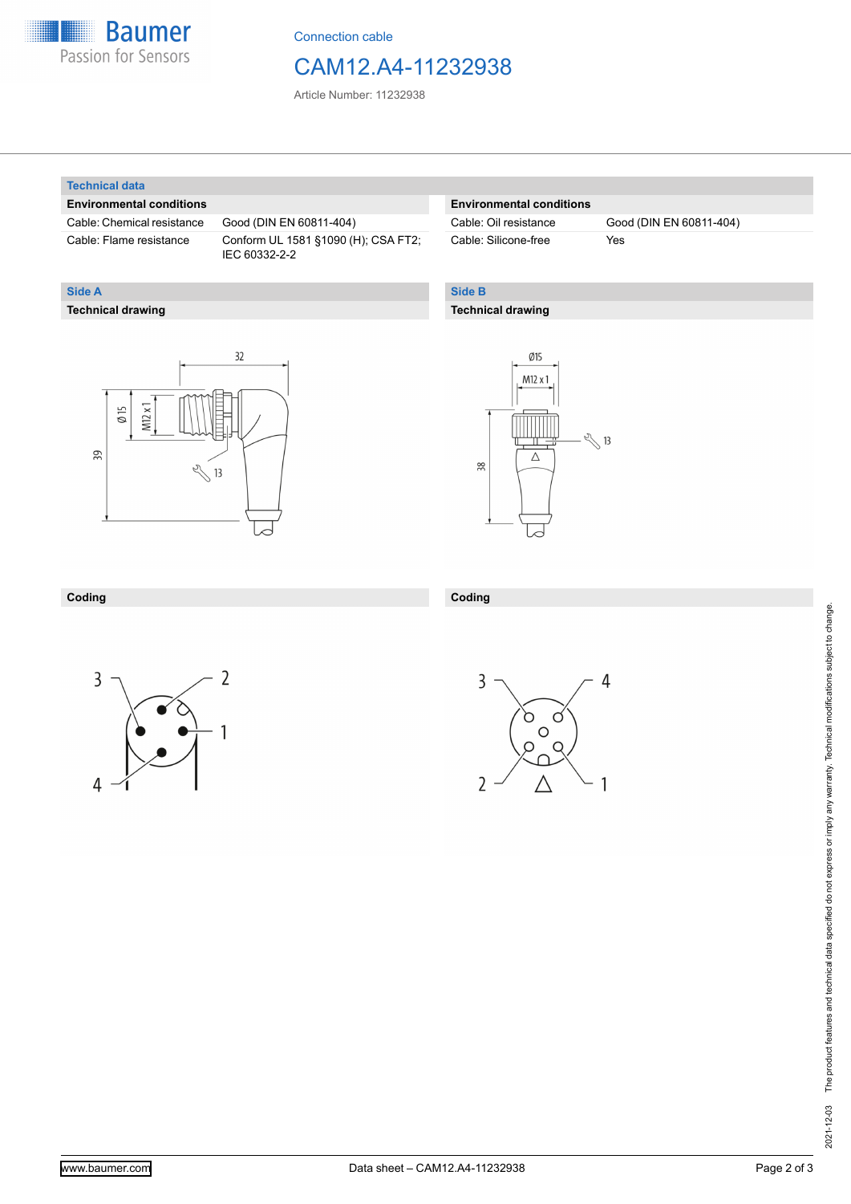Connection cable

# CAM12.A4-11232938

Article Number: 11232938

## Technical data

### Environmental conditions

| | |
|---|---|
| Cable: Chemical resistance | Good (DIN EN 60811-404) |
| Cable: Flame resistance | Conform UL 1581 §1090 (H); CSA FT2; IEC 60332-2-2 |
| Cable: Oil resistance | Good (DIN EN 60811-404) |
| Cable: Silicone-free | Yes |

## Side A

### Technical drawing

### Coding

## Side B

### Technical drawing

### Coding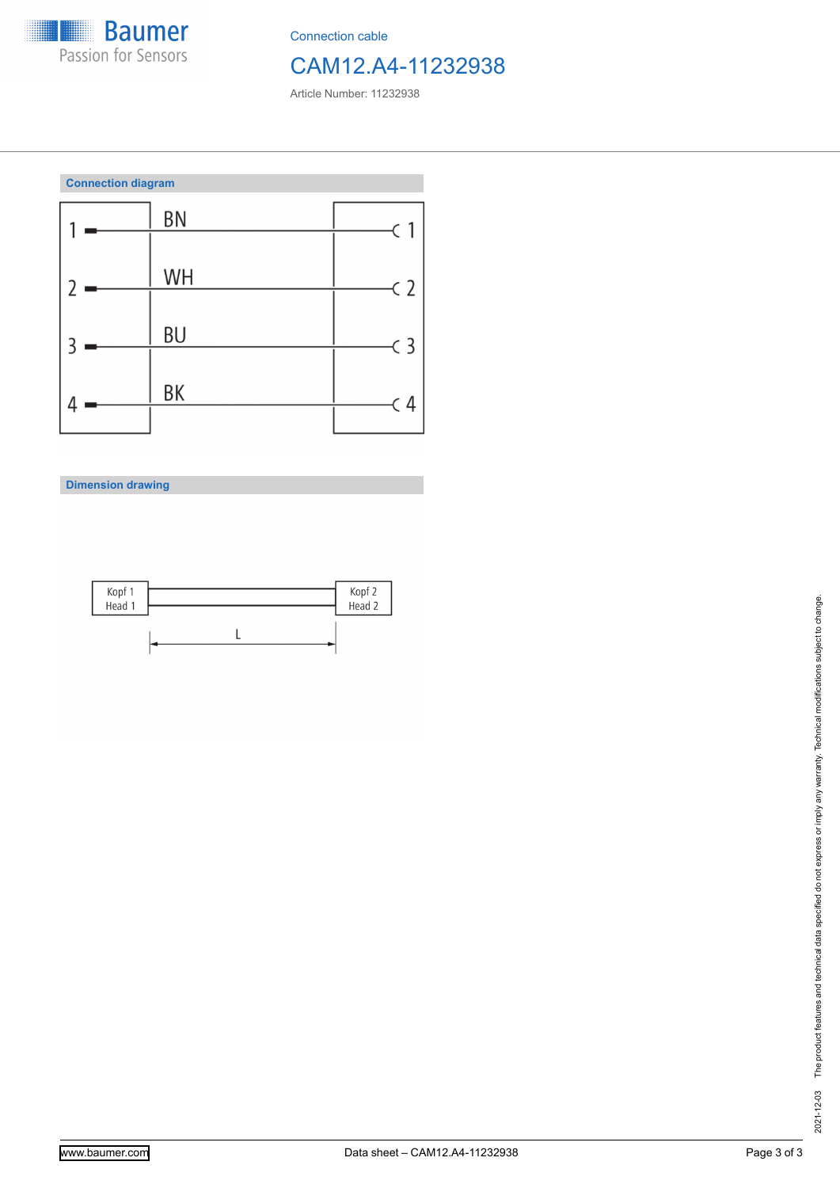Connection cable

# CAM12.A4-11232938

Article Number: 11232938

## Connection diagram

1 BN 1

2 WH 2

3 BU 3

4 BK 4

## Dimension drawing

Kopf 1
Head 1

Kopf 2
Head 2

L

2021-12-03 The product features and technical data specified do not express or imply any warranty. Technical modifications subject to change.